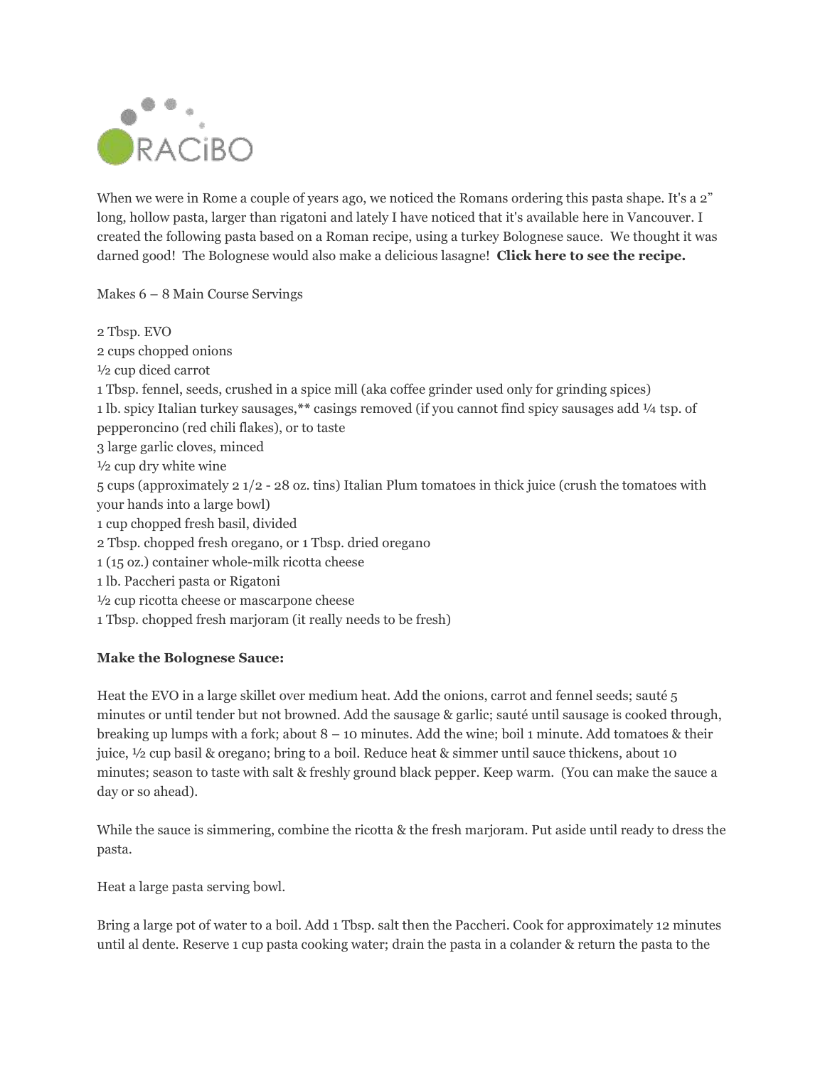When we were in Rome a couple of years ago, we noticed the Romans ordering this pasta shape. It's a 2" long, hollow pasta, larger than rigatoni and lately I have noticed that it's available here in Vancouver. I created the following pasta based on a Roman recipe, using a turkey Bolognese sauce. We thought it was darned good! The Bolognese would also make a delicious lasagne! **Click here to see the recipe.**

Makes 6 – 8 Main Course Servings

2 Tbsp. EVO
2 cups chopped onions
½ cup diced carrot
1 Tbsp. fennel, seeds, crushed in a spice mill (aka coffee grinder used only for grinding spices)
1 lb. spicy Italian turkey sausages,** casings removed (if you cannot find spicy sausages add ¼ tsp. of pepperoncino (red chili flakes), or to taste
3 large garlic cloves, minced
½ cup dry white wine
5 cups (approximately 2 1/2 - 28 oz. tins) Italian Plum tomatoes in thick juice (crush the tomatoes with your hands into a large bowl)
1 cup chopped fresh basil, divided
2 Tbsp. chopped fresh oregano, or 1 Tbsp. dried oregano
1 (15 oz.) container whole-milk ricotta cheese
1 lb. Paccheri pasta or Rigatoni
½ cup ricotta cheese or mascarpone cheese
1 Tbsp. chopped fresh marjoram (it really needs to be fresh)

**Make the Bolognese Sauce:**

Heat the EVO in a large skillet over medium heat. Add the onions, carrot and fennel seeds; sauté 5 minutes or until tender but not browned. Add the sausage & garlic; sauté until sausage is cooked through, breaking up lumps with a fork; about 8 – 10 minutes. Add the wine; boil 1 minute. Add tomatoes & their juice, ½ cup basil & oregano; bring to a boil. Reduce heat & simmer until sauce thickens, about 10 minutes; season to taste with salt & freshly ground black pepper. Keep warm. (You can make the sauce a day or so ahead).

While the sauce is simmering, combine the ricotta & the fresh marjoram. Put aside until ready to dress the pasta.

Heat a large pasta serving bowl.

Bring a large pot of water to a boil. Add 1 Tbsp. salt then the Paccheri. Cook for approximately 12 minutes until al dente. Reserve 1 cup pasta cooking water; drain the pasta in a colander & return the pasta to the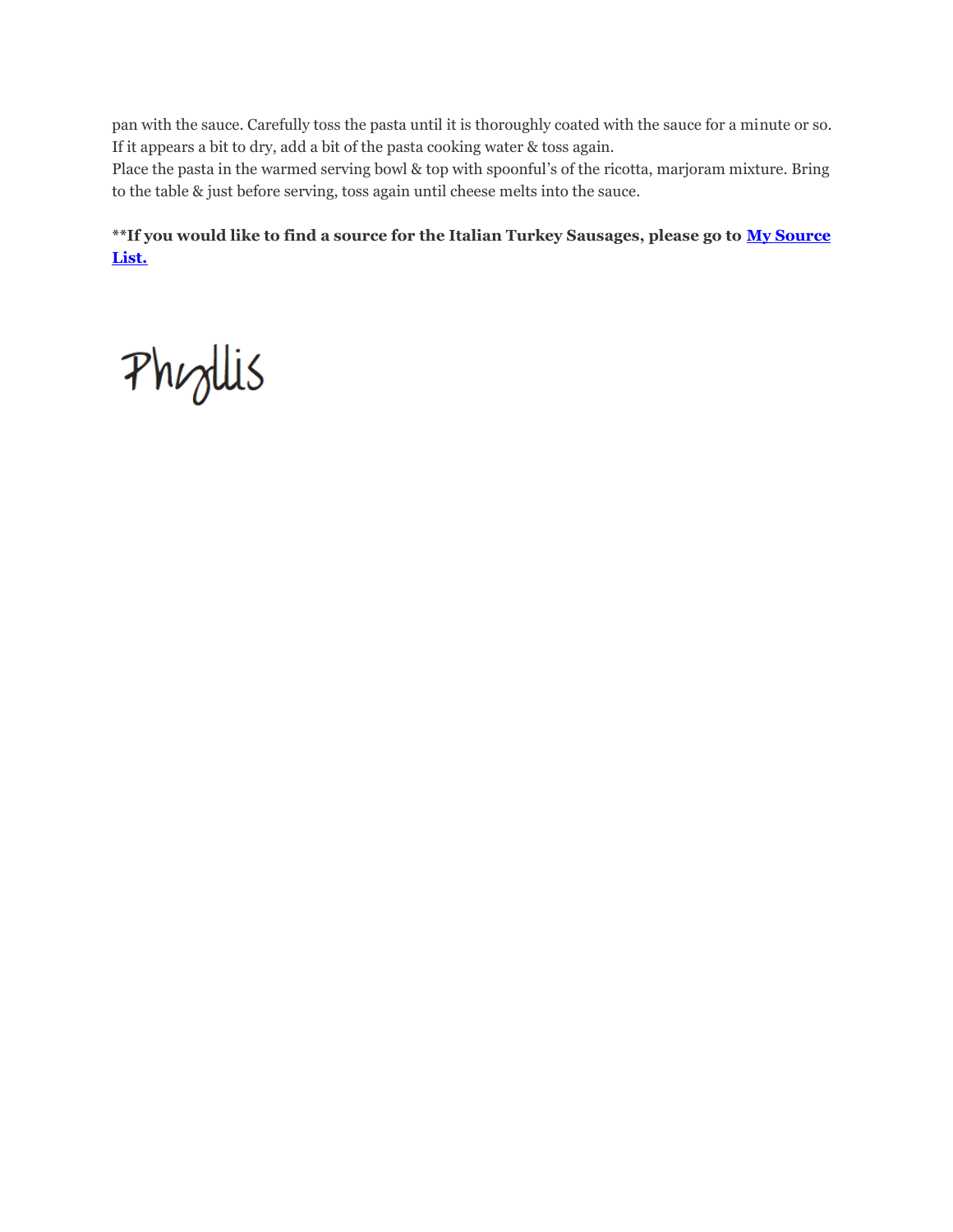pan with the sauce. Carefully toss the pasta until it is thoroughly coated with the sauce for a minute or so. If it appears a bit to dry, add a bit of the pasta cooking water & toss again.
Place the pasta in the warmed serving bowl & top with spoonful's of the ricotta, marjoram mixture. Bring to the table & just before serving, toss again until cheese melts into the sauce.

**\*\*If you would like to find a source for the Italian Turkey Sausages, please go to [My Source List.](#)**

Phyllis